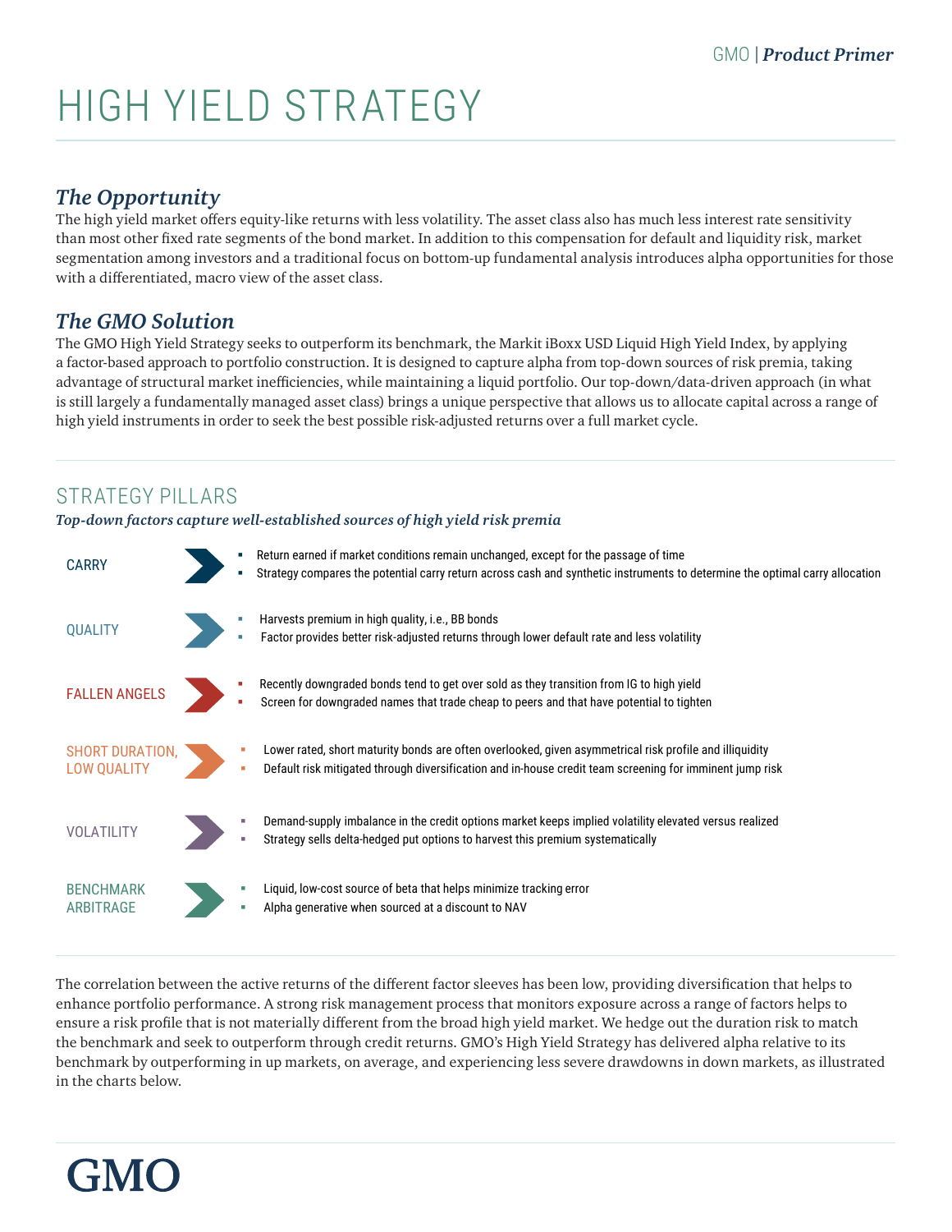# HIGH YIELD STRATEGY

## *The Opportunity*

The high yield market offers equity-like returns with less volatility. The asset class also has much less interest rate sensitivity than most other fixed rate segments of the bond market. In addition to this compensation for default and liquidity risk, market segmentation among investors and a traditional focus on bottom-up fundamental analysis introduces alpha opportunities for those with a differentiated, macro view of the asset class.

## *The GMO Solution*

The GMO High Yield Strategy seeks to outperform its benchmark, the Markit iBoxx USD Liquid High Yield Index, by applying a factor-based approach to portfolio construction. It is designed to capture alpha from top-down sources of risk premia, taking advantage of structural market inefficiencies, while maintaining a liquid portfolio. Our top-down/data-driven approach (in what is still largely a fundamentally managed asset class) brings a unique perspective that allows us to allocate capital across a range of high yield instruments in order to seek the best possible risk-adjusted returns over a full market cycle.

## STRATEGY PILLARS

*Top-down factors capture well-established sources of high yield risk premia*

**CARRY**
- Return earned if market conditions remain unchanged, except for the passage of time
- Strategy compares the potential carry return across cash and synthetic instruments to determine the optimal carry allocation

**QUALITY**
- Harvests premium in high quality, i.e., BB bonds
- Factor provides better risk-adjusted returns through lower default rate and less volatility

**FALLEN ANGELS**
- Recently downgraded bonds tend to get over sold as they transition from IG to high yield
- Screen for downgraded names that trade cheap to peers and that have potential to tighten

**SHORT DURATION, LOW QUALITY**
- Lower rated, short maturity bonds are often overlooked, given asymmetrical risk profile and illiquidity
- Default risk mitigated through diversification and in-house credit team screening for imminent jump risk

**VOLATILITY**
- Demand-supply imbalance in the credit options market keeps implied volatility elevated versus realized
- Strategy sells delta-hedged put options to harvest this premium systematically

**BENCHMARK ARBITRAGE**
- Liquid, low-cost source of beta that helps minimize tracking error
- Alpha generative when sourced at a discount to NAV

The correlation between the active returns of the different factor sleeves has been low, providing diversification that helps to enhance portfolio performance. A strong risk management process that monitors exposure across a range of factors helps to ensure a risk profile that is not materially different from the broad high yield market. We hedge out the duration risk to match the benchmark and seek to outperform through credit returns. GMO's High Yield Strategy has delivered alpha relative to its benchmark by outperforming in up markets, on average, and experiencing less severe drawdowns in down markets, as illustrated in the charts below.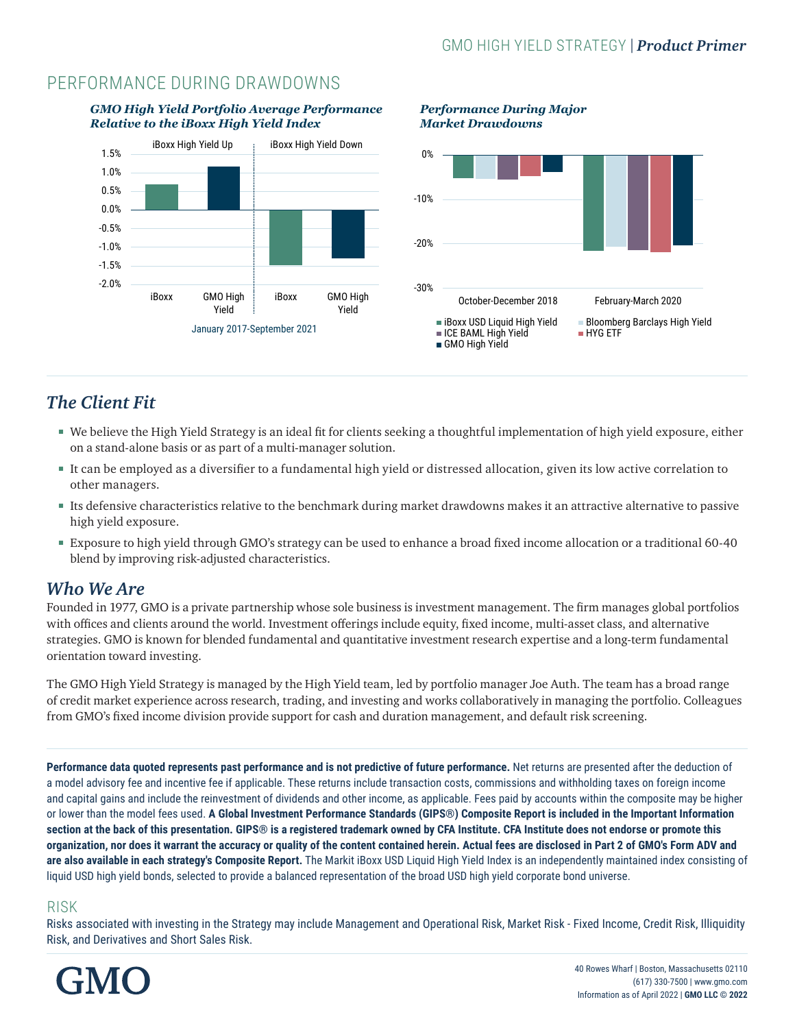## PERFORMANCE DURING DRAWDOWNS

***GMO High Yield Portfolio Average Performance Relative to the iBoxx High Yield Index***

iBoxx High Yield Up
iBoxx High Yield Down
1.5%
1.0%
0.5%
0.0%
-0.5%
-1.0%
-1.5%
-2.0%
iBoxx
GMO High Yield
iBoxx
GMO High Yield
January 2017-September 2021

***Performance During Major Market Drawdowns***

0%
-10%
-20%
-30%
October-December 2018
February-March 2020
iBoxx USD Liquid High Yield
Bloomberg Barclays High Yield
ICE BAML High Yield
HYG ETF
GMO High Yield

## *The Client Fit*

- We believe the High Yield Strategy is an ideal fit for clients seeking a thoughtful implementation of high yield exposure, either on a stand-alone basis or as part of a multi-manager solution.
- It can be employed as a diversifier to a fundamental high yield or distressed allocation, given its low active correlation to other managers.
- Its defensive characteristics relative to the benchmark during market drawdowns makes it an attractive alternative to passive high yield exposure.
- Exposure to high yield through GMO's strategy can be used to enhance a broad fixed income allocation or a traditional 60-40 blend by improving risk-adjusted characteristics.

## *Who We Are*

Founded in 1977, GMO is a private partnership whose sole business is investment management. The firm manages global portfolios with offices and clients around the world. Investment offerings include equity, fixed income, multi-asset class, and alternative strategies. GMO is known for blended fundamental and quantitative investment research expertise and a long-term fundamental orientation toward investing.

The GMO High Yield Strategy is managed by the High Yield team, led by portfolio manager Joe Auth. The team has a broad range of credit market experience across research, trading, and investing and works collaboratively in managing the portfolio. Colleagues from GMO's fixed income division provide support for cash and duration management, and default risk screening.

**Performance data quoted represents past performance and is not predictive of future performance.** Net returns are presented after the deduction of a model advisory fee and incentive fee if applicable. These returns include transaction costs, commissions and withholding taxes on foreign income and capital gains and include the reinvestment of dividends and other income, as applicable. Fees paid by accounts within the composite may be higher or lower than the model fees used. **A Global Investment Performance Standards (GIPS®) Composite Report is included in the Important Information section at the back of this presentation. GIPS® is a registered trademark owned by CFA Institute. CFA Institute does not endorse or promote this organization, nor does it warrant the accuracy or quality of the content contained herein. Actual fees are disclosed in Part 2 of GMO's Form ADV and are also available in each strategy's Composite Report.** The Markit iBoxx USD Liquid High Yield Index is an independently maintained index consisting of liquid USD high yield bonds, selected to provide a balanced representation of the broad USD high yield corporate bond universe.

## RISK

Risks associated with investing in the Strategy may include Management and Operational Risk, Market Risk - Fixed Income, Credit Risk, Illiquidity Risk, and Derivatives and Short Sales Risk.

GMO

40 Rowes Wharf | Boston, Massachusetts 02110
(617) 330-7500 | www.gmo.com
Information as of April 2022 | **GMO LLC © 2022**